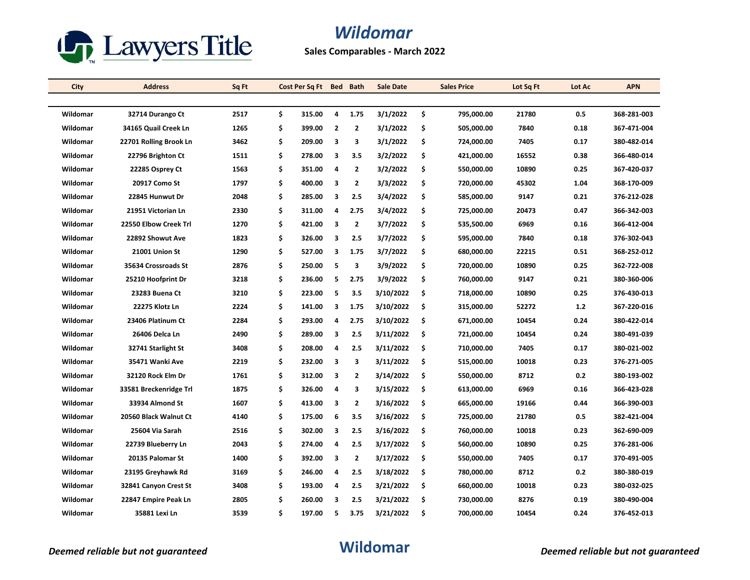Lawyers Title

# Wildomar

**Sales Comparables - March 2022**

| City | Address | Sq Ft | Cost Per Sq Ft | Bed | Bath | Sale Date | Sales Price | Lot Sq Ft | Lot Ac | APN |
|---|---|---|---|---|---|---|---|---|---|---|
| Wildomar | 32714 Durango Ct | 2517 | $ 315.00 | 4 | 1.75 | 3/1/2022 | $ 795,000.00 | 21780 | 0.5 | 368-281-003 |
| Wildomar | 34165 Quail Creek Ln | 1265 | $ 399.00 | 2 | 2 | 3/1/2022 | $ 505,000.00 | 7840 | 0.18 | 367-471-004 |
| Wildomar | 22701 Rolling Brook Ln | 3462 | $ 209.00 | 3 | 3 | 3/1/2022 | $ 724,000.00 | 7405 | 0.17 | 380-482-014 |
| Wildomar | 22796 Brighton Ct | 1511 | $ 278.00 | 3 | 3.5 | 3/2/2022 | $ 421,000.00 | 16552 | 0.38 | 366-480-014 |
| Wildomar | 22285 Osprey Ct | 1563 | $ 351.00 | 4 | 2 | 3/2/2022 | $ 550,000.00 | 10890 | 0.25 | 367-420-037 |
| Wildomar | 20917 Como St | 1797 | $ 400.00 | 3 | 2 | 3/3/2022 | $ 720,000.00 | 45302 | 1.04 | 368-170-009 |
| Wildomar | 22845 Hunwut Dr | 2048 | $ 285.00 | 3 | 2.5 | 3/4/2022 | $ 585,000.00 | 9147 | 0.21 | 376-212-028 |
| Wildomar | 21951 Victorian Ln | 2330 | $ 311.00 | 4 | 2.75 | 3/4/2022 | $ 725,000.00 | 20473 | 0.47 | 366-342-003 |
| Wildomar | 22550 Elbow Creek Trl | 1270 | $ 421.00 | 3 | 2 | 3/7/2022 | $ 535,500.00 | 6969 | 0.16 | 366-412-004 |
| Wildomar | 22892 Showut Ave | 1823 | $ 326.00 | 3 | 2.5 | 3/7/2022 | $ 595,000.00 | 7840 | 0.18 | 376-302-043 |
| Wildomar | 21001 Union St | 1290 | $ 527.00 | 3 | 1.75 | 3/7/2022 | $ 680,000.00 | 22215 | 0.51 | 368-252-012 |
| Wildomar | 35634 Crossroads St | 2876 | $ 250.00 | 5 | 3 | 3/9/2022 | $ 720,000.00 | 10890 | 0.25 | 362-722-008 |
| Wildomar | 25210 Hoofprint Dr | 3218 | $ 236.00 | 5 | 2.75 | 3/9/2022 | $ 760,000.00 | 9147 | 0.21 | 380-360-006 |
| Wildomar | 23283 Buena Ct | 3210 | $ 223.00 | 5 | 3.5 | 3/10/2022 | $ 718,000.00 | 10890 | 0.25 | 376-430-013 |
| Wildomar | 22275 Klotz Ln | 2224 | $ 141.00 | 3 | 1.75 | 3/10/2022 | $ 315,000.00 | 52272 | 1.2 | 367-220-016 |
| Wildomar | 23406 Platinum Ct | 2284 | $ 293.00 | 4 | 2.75 | 3/10/2022 | $ 671,000.00 | 10454 | 0.24 | 380-422-014 |
| Wildomar | 26406 Delca Ln | 2490 | $ 289.00 | 3 | 2.5 | 3/11/2022 | $ 721,000.00 | 10454 | 0.24 | 380-491-039 |
| Wildomar | 32741 Starlight St | 3408 | $ 208.00 | 4 | 2.5 | 3/11/2022 | $ 710,000.00 | 7405 | 0.17 | 380-021-002 |
| Wildomar | 35471 Wanki Ave | 2219 | $ 232.00 | 3 | 3 | 3/11/2022 | $ 515,000.00 | 10018 | 0.23 | 376-271-005 |
| Wildomar | 32120 Rock Elm Dr | 1761 | $ 312.00 | 3 | 2 | 3/14/2022 | $ 550,000.00 | 8712 | 0.2 | 380-193-002 |
| Wildomar | 33581 Breckenridge Trl | 1875 | $ 326.00 | 4 | 3 | 3/15/2022 | $ 613,000.00 | 6969 | 0.16 | 366-423-028 |
| Wildomar | 33934 Almond St | 1607 | $ 413.00 | 3 | 2 | 3/16/2022 | $ 665,000.00 | 19166 | 0.44 | 366-390-003 |
| Wildomar | 20560 Black Walnut Ct | 4140 | $ 175.00 | 6 | 3.5 | 3/16/2022 | $ 725,000.00 | 21780 | 0.5 | 382-421-004 |
| Wildomar | 25604 Via Sarah | 2516 | $ 302.00 | 3 | 2.5 | 3/16/2022 | $ 760,000.00 | 10018 | 0.23 | 362-690-009 |
| Wildomar | 22739 Blueberry Ln | 2043 | $ 274.00 | 4 | 2.5 | 3/17/2022 | $ 560,000.00 | 10890 | 0.25 | 376-281-006 |
| Wildomar | 20135 Palomar St | 1400 | $ 392.00 | 3 | 2 | 3/17/2022 | $ 550,000.00 | 7405 | 0.17 | 370-491-005 |
| Wildomar | 23195 Greyhawk Rd | 3169 | $ 246.00 | 4 | 2.5 | 3/18/2022 | $ 780,000.00 | 8712 | 0.2 | 380-380-019 |
| Wildomar | 32841 Canyon Crest St | 3408 | $ 193.00 | 4 | 2.5 | 3/21/2022 | $ 660,000.00 | 10018 | 0.23 | 380-032-025 |
| Wildomar | 22847 Empire Peak Ln | 2805 | $ 260.00 | 3 | 2.5 | 3/21/2022 | $ 730,000.00 | 8276 | 0.19 | 380-490-004 |
| Wildomar | 35881 Lexi Ln | 3539 | $ 197.00 | 5 | 3.75 | 3/21/2022 | $ 700,000.00 | 10454 | 0.24 | 376-452-013 |

*Deemed reliable but not guaranteed* **Wildomar** *Deemed reliable but not guaranteed*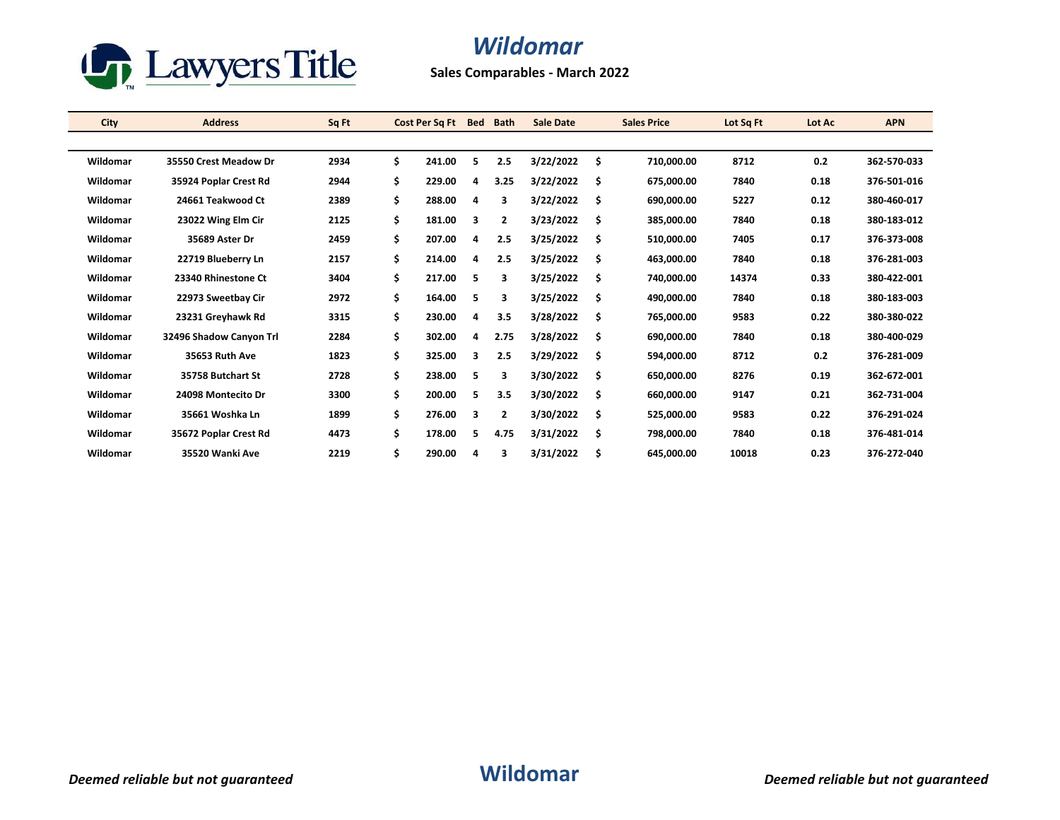# Wildomar

**Sales Comparables - March 2022**

| City | Address | Sq Ft | Cost Per Sq Ft | Bed | Bath | Sale Date | Sales Price | Lot Sq Ft | Lot Ac | APN |
|---|---|---|---|---|---|---|---|---|---|---|
| Wildomar | 35550 Crest Meadow Dr | 2934 | $ 241.00 | 5 | 2.5 | 3/22/2022 | $ 710,000.00 | 8712 | 0.2 | 362-570-033 |
| Wildomar | 35924 Poplar Crest Rd | 2944 | $ 229.00 | 4 | 3.25 | 3/22/2022 | $ 675,000.00 | 7840 | 0.18 | 376-501-016 |
| Wildomar | 24661 Teakwood Ct | 2389 | $ 288.00 | 4 | 3 | 3/22/2022 | $ 690,000.00 | 5227 | 0.12 | 380-460-017 |
| Wildomar | 23022 Wing Elm Cir | 2125 | $ 181.00 | 3 | 2 | 3/23/2022 | $ 385,000.00 | 7840 | 0.18 | 380-183-012 |
| Wildomar | 35689 Aster Dr | 2459 | $ 207.00 | 4 | 2.5 | 3/25/2022 | $ 510,000.00 | 7405 | 0.17 | 376-373-008 |
| Wildomar | 22719 Blueberry Ln | 2157 | $ 214.00 | 4 | 2.5 | 3/25/2022 | $ 463,000.00 | 7840 | 0.18 | 376-281-003 |
| Wildomar | 23340 Rhinestone Ct | 3404 | $ 217.00 | 5 | 3 | 3/25/2022 | $ 740,000.00 | 14374 | 0.33 | 380-422-001 |
| Wildomar | 22973 Sweetbay Cir | 2972 | $ 164.00 | 5 | 3 | 3/25/2022 | $ 490,000.00 | 7840 | 0.18 | 380-183-003 |
| Wildomar | 23231 Greyhawk Rd | 3315 | $ 230.00 | 4 | 3.5 | 3/28/2022 | $ 765,000.00 | 9583 | 0.22 | 380-380-022 |
| Wildomar | 32496 Shadow Canyon Trl | 2284 | $ 302.00 | 4 | 2.75 | 3/28/2022 | $ 690,000.00 | 7840 | 0.18 | 380-400-029 |
| Wildomar | 35653 Ruth Ave | 1823 | $ 325.00 | 3 | 2.5 | 3/29/2022 | $ 594,000.00 | 8712 | 0.2 | 376-281-009 |
| Wildomar | 35758 Butchart St | 2728 | $ 238.00 | 5 | 3 | 3/30/2022 | $ 650,000.00 | 8276 | 0.19 | 362-672-001 |
| Wildomar | 24098 Montecito Dr | 3300 | $ 200.00 | 5 | 3.5 | 3/30/2022 | $ 660,000.00 | 9147 | 0.21 | 362-731-004 |
| Wildomar | 35661 Woshka Ln | 1899 | $ 276.00 | 3 | 2 | 3/30/2022 | $ 525,000.00 | 9583 | 0.22 | 376-291-024 |
| Wildomar | 35672 Poplar Crest Rd | 4473 | $ 178.00 | 5 | 4.75 | 3/31/2022 | $ 798,000.00 | 7840 | 0.18 | 376-481-014 |
| Wildomar | 35520 Wanki Ave | 2219 | $ 290.00 | 4 | 3 | 3/31/2022 | $ 645,000.00 | 10018 | 0.23 | 376-272-040 |

*Deemed reliable but not guaranteed*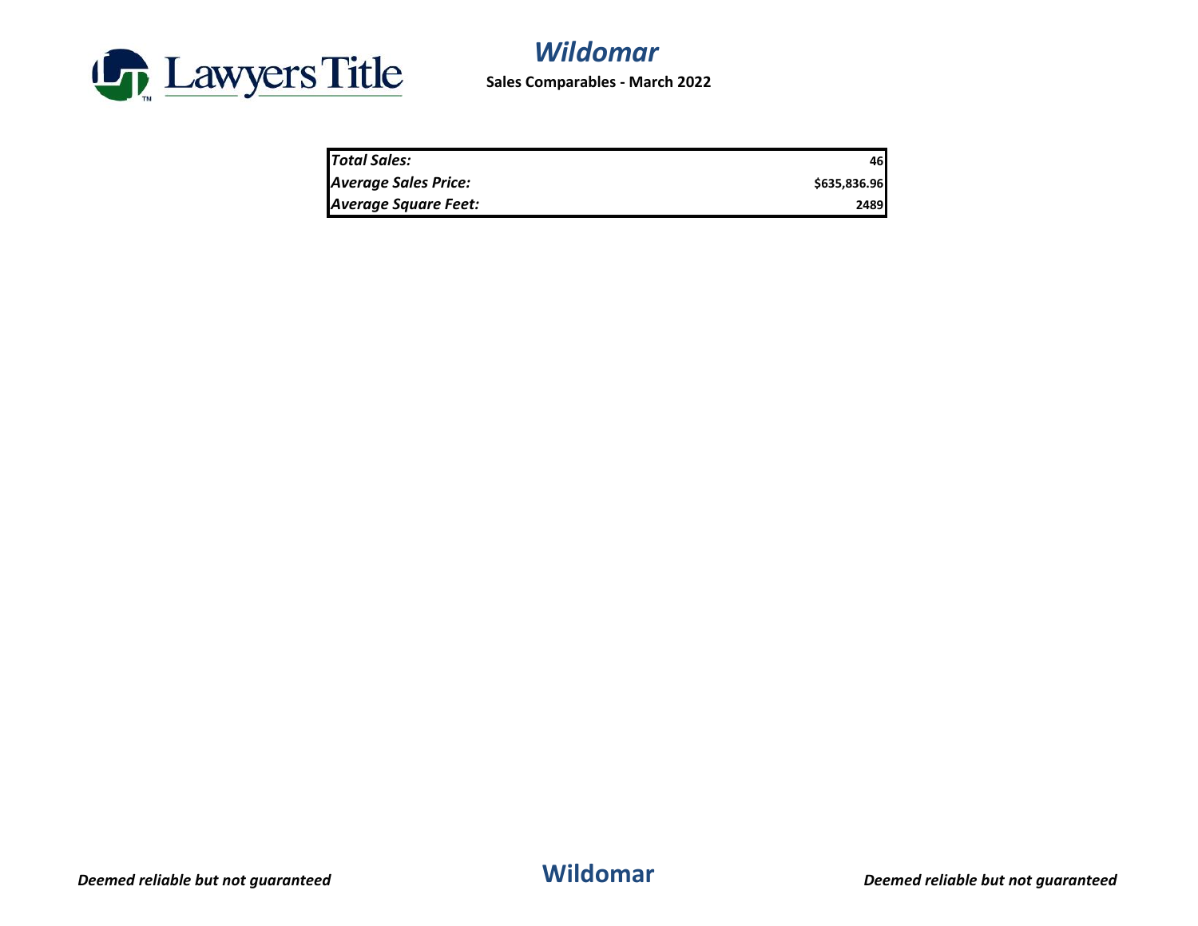# *Wildomar*

**Sales Comparables - March 2022**

| | |
|---|---|
| ***Total Sales:*** | **46** |
| ***Average Sales Price:*** | **$635,836.96** |
| ***Average Square Feet:*** | **2489** |

***Deemed reliable but not guaranteed*** **Wildomar** ***Deemed reliable but not guaranteed***